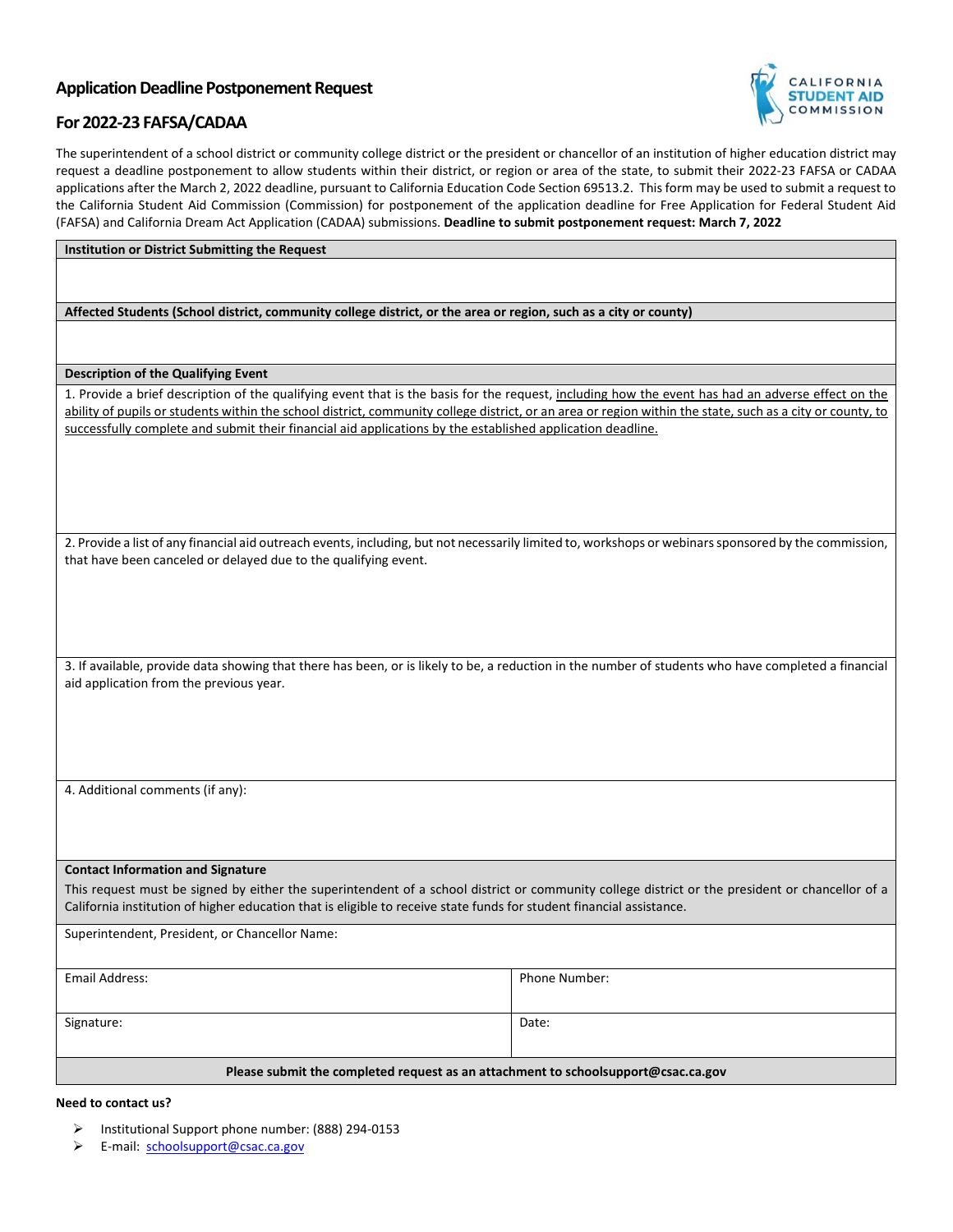# Application Deadline Postponement Request

## For 2022-23 FAFSA/CADAA

The superintendent of a school district or community college district or the president or chancellor of an institution of higher education district may request a deadline postponement to allow students within their district, or region or area of the state, to submit their 2022-23 FAFSA or CADAA applications after the March 2, 2022 deadline, pursuant to California Education Code Section 69513.2. This form may be used to submit a request to the California Student Aid Commission (Commission) for postponement of the application deadline for Free Application for Federal Student Aid (FAFSA) and California Dream Act Application (CADAA) submissions. **Deadline to submit postponement request: March 7, 2022**

**Institution or District Submitting the Request**

**Affected Students (School district, community college district, or the area or region, such as a city or county)**

**Description of the Qualifying Event**

1. Provide a brief description of the qualifying event that is the basis for the request, including how the event has had an adverse effect on the ability of pupils or students within the school district, community college district, or an area or region within the state, such as a city or county, to successfully complete and submit their financial aid applications by the established application deadline.

2. Provide a list of any financial aid outreach events, including, but not necessarily limited to, workshops or webinars sponsored by the commission, that have been canceled or delayed due to the qualifying event.

3. If available, provide data showing that there has been, or is likely to be, a reduction in the number of students who have completed a financial aid application from the previous year.

4. Additional comments (if any):

**Contact Information and Signature**

This request must be signed by either the superintendent of a school district or community college district or the president or chancellor of a California institution of higher education that is eligible to receive state funds for student financial assistance.

Superintendent, President, or Chancellor Name:

| Email Address: | Phone Number: |
|---|---|
| Signature: | Date: |

**Please submit the completed request as an attachment to schoolsupport@csac.ca.gov**

**Need to contact us?**

- Institutional Support phone number: (888) 294-0153
- E-mail: schoolsupport@csac.ca.gov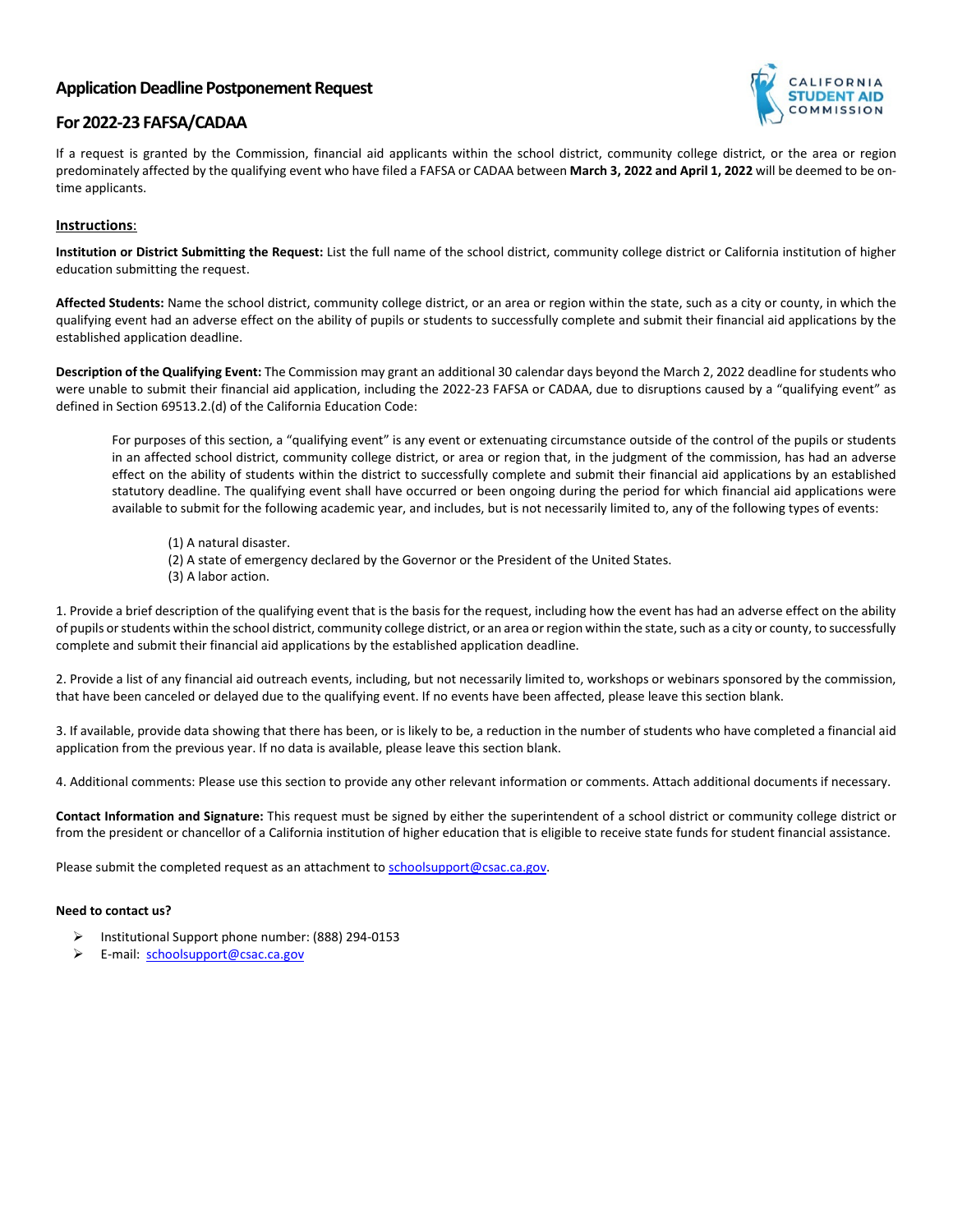# Application Deadline Postponement Request

## For 2022-23 FAFSA/CADAA

If a request is granted by the Commission, financial aid applicants within the school district, community college district, or the area or region predominately affected by the qualifying event who have filed a FAFSA or CADAA between **March 3, 2022 and April 1, 2022** will be deemed to be on-time applicants.

**Instructions**:

**Institution or District Submitting the Request:** List the full name of the school district, community college district or California institution of higher education submitting the request.

**Affected Students:** Name the school district, community college district, or an area or region within the state, such as a city or county, in which the qualifying event had an adverse effect on the ability of pupils or students to successfully complete and submit their financial aid applications by the established application deadline.

**Description of the Qualifying Event:** The Commission may grant an additional 30 calendar days beyond the March 2, 2022 deadline for students who were unable to submit their financial aid application, including the 2022-23 FAFSA or CADAA, due to disruptions caused by a "qualifying event" as defined in Section 69513.2.(d) of the California Education Code:

> For purposes of this section, a "qualifying event" is any event or extenuating circumstance outside of the control of the pupils or students in an affected school district, community college district, or area or region that, in the judgment of the commission, has had an adverse effect on the ability of students within the district to successfully complete and submit their financial aid applications by an established statutory deadline. The qualifying event shall have occurred or been ongoing during the period for which financial aid applications were available to submit for the following academic year, and includes, but is not necessarily limited to, any of the following types of events:
>
> (1) A natural disaster.
> (2) A state of emergency declared by the Governor or the President of the United States.
> (3) A labor action.

1. Provide a brief description of the qualifying event that is the basis for the request, including how the event has had an adverse effect on the ability of pupils or students within the school district, community college district, or an area or region within the state, such as a city or county, to successfully complete and submit their financial aid applications by the established application deadline.

2. Provide a list of any financial aid outreach events, including, but not necessarily limited to, workshops or webinars sponsored by the commission, that have been canceled or delayed due to the qualifying event. If no events have been affected, please leave this section blank.

3. If available, provide data showing that there has been, or is likely to be, a reduction in the number of students who have completed a financial aid application from the previous year. If no data is available, please leave this section blank.

4. Additional comments: Please use this section to provide any other relevant information or comments. Attach additional documents if necessary.

**Contact Information and Signature:** This request must be signed by either the superintendent of a school district or community college district or from the president or chancellor of a California institution of higher education that is eligible to receive state funds for student financial assistance.

Please submit the completed request as an attachment to schoolsupport@csac.ca.gov.

**Need to contact us?**

- Institutional Support phone number: (888) 294-0153
- E-mail: schoolsupport@csac.ca.gov